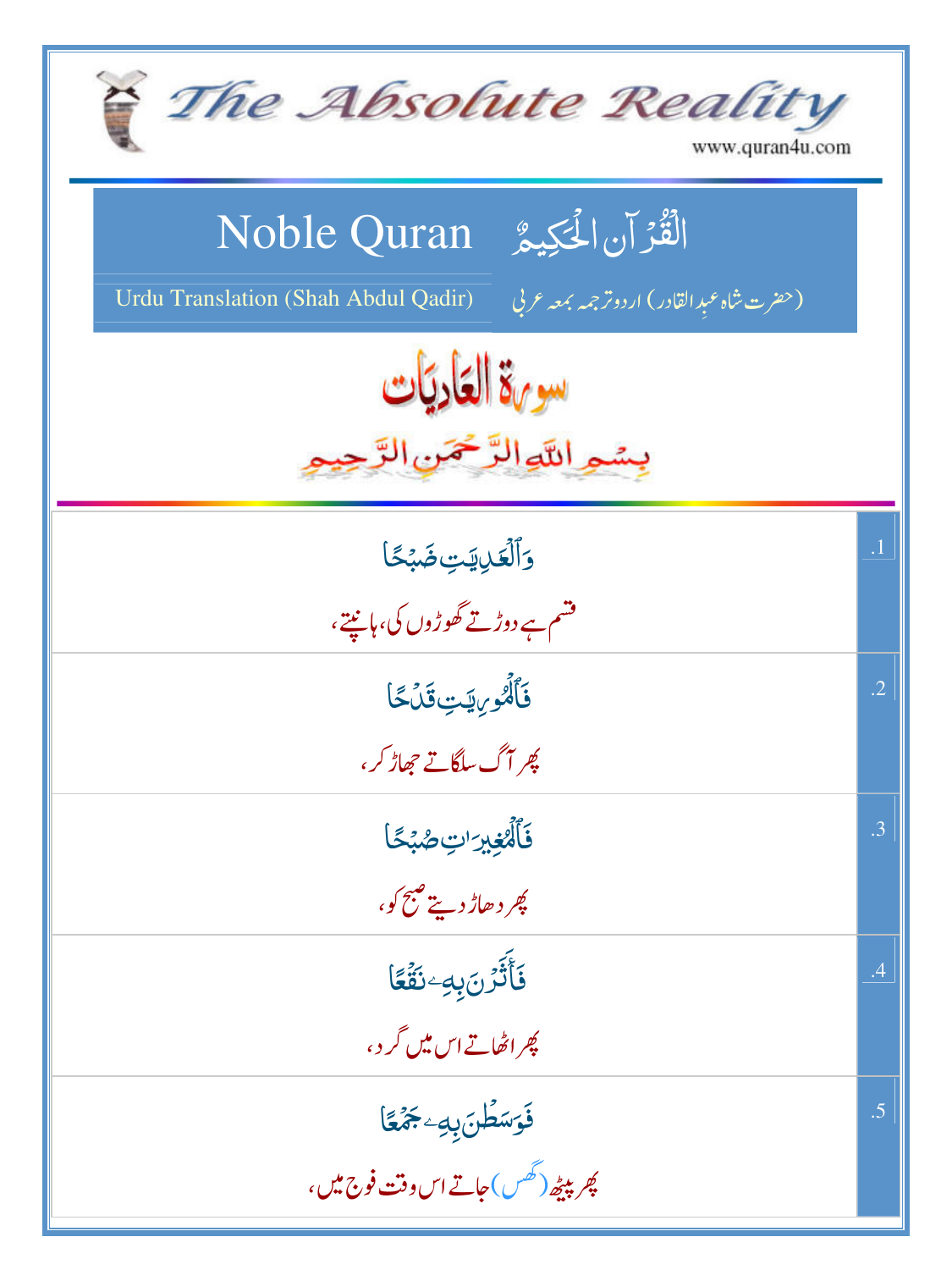# The Absolute Reality

www.quran4u.com

## Noble Quran — الْقُرْآنُ الْحَكِيمُ

Urdu Translation (Shah Abdul Qadir) — (حضرت شاہ عبدِالقادر) اردو ترجمہ بمعہ عربی

## سورۃ العادیات

بِسْمِ اللّٰہِ الرَّحْمٰنِ الرَّحِیْمِ

| | |
|---|---|
| .1 | وَٱلْعَـٰدِيَـٰتِ ضَبْحًا<br>قسم ہے دوڑتے گھوڑوں کی، ہانپتے، |
| .2 | فَٱلْمُورِيَـٰتِ قَدْحًا<br>پھر آگ سلگاتے جھاڑ کر، |
| .3 | فَٱلْمُغِيرَٰتِ صُبْحًا<br>پھر دھاڑ دیتے صبح کو، |
| .4 | فَأَثَرْنَ بِهِۦ نَقْعًا<br>پھر اٹھاتے اس میں گرد، |
| .5 | فَوَسَطْنَ بِهِۦ جَمْعًا<br>پھر پیٹھ (گھس) جاتے اس وقت فوج میں، |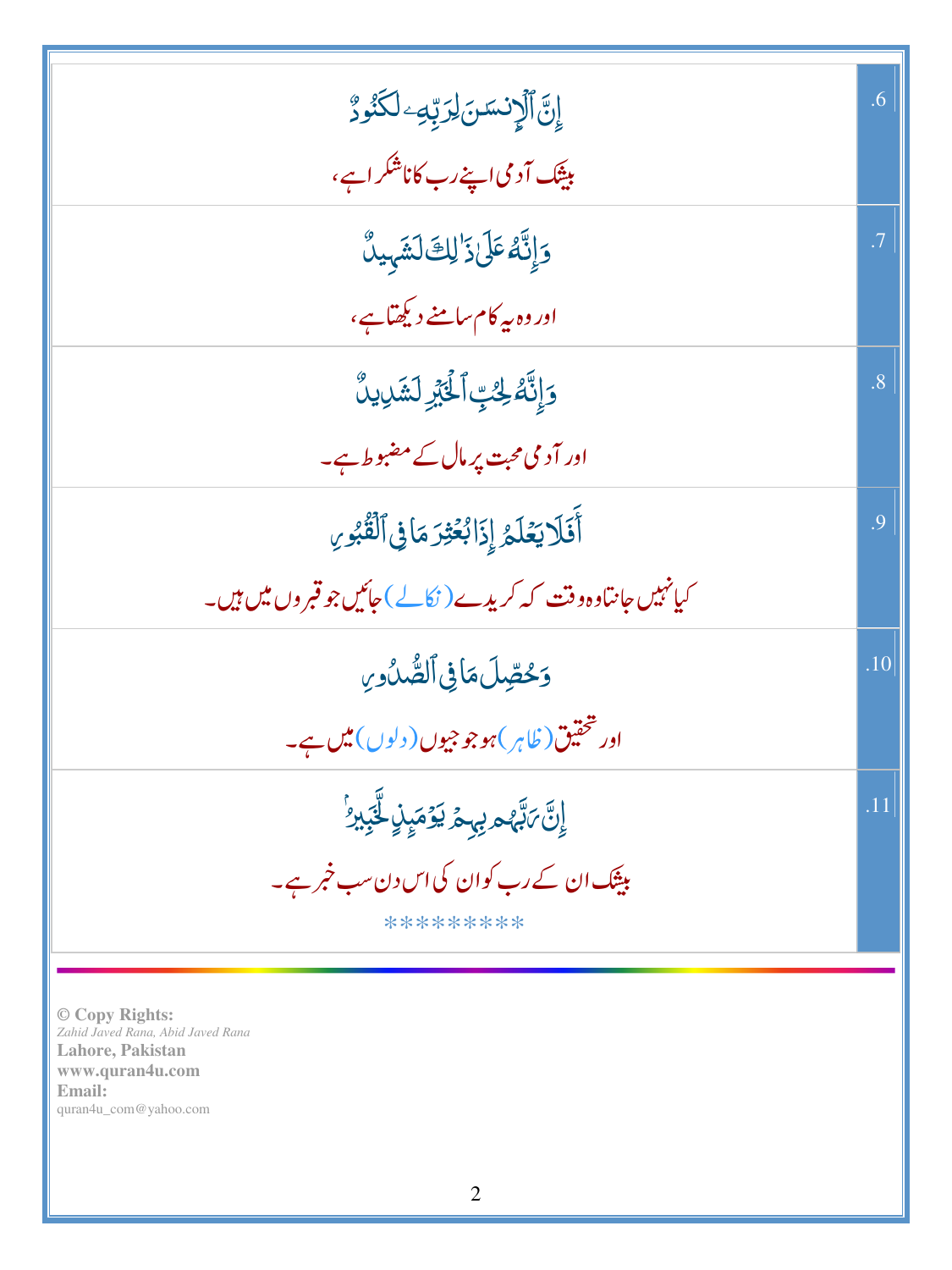| | |
|---|---|
| إِنَّ ٱلْإِنسَٰنَ لِرَبِّهِۦ لَكَنُودٌ<br>بیشک آدمی اپنے رب کا ناشکرا ہے، | .6 |
| وَإِنَّهُۥ عَلَىٰ ذَٰلِكَ لَشَهِيدٌ<br>اور وہ یہ کام سامنے دیکھتا ہے، | .7 |
| وَإِنَّهُۥ لِحُبِّ ٱلْخَيْرِ لَشَدِيدٌ<br>اور آدمی محبت پر مال کے مضبوط ہے۔ | .8 |
| أَفَلَا يَعْلَمُ إِذَا بُعْثِرَ مَا فِى ٱلْقُبُورِ<br>کیا نہیں جانتا وہ وقت کہ کریدے (نکالے) جائیں جو قبروں میں ہیں۔ | .9 |
| وَحُصِّلَ مَا فِى ٱلصُّدُورِ<br>اور تحقیق (ظاہر) ہو جو جیوں (دلوں) میں ہے۔ | .10 |
| إِنَّ رَبَّهُم بِهِمْ يَوْمَئِذٍ لَّخَبِيرٌۢ<br>بیشک ان کے رب کو ان کی اس دن سب خبر ہے۔<br>********* | .11 |

© Copy Rights:
*Zahid Javed Rana, Abid Javed Rana*
**Lahore, Pakistan**
**www.quran4u.com**
**Email:**
quran4u_com@yahoo.com